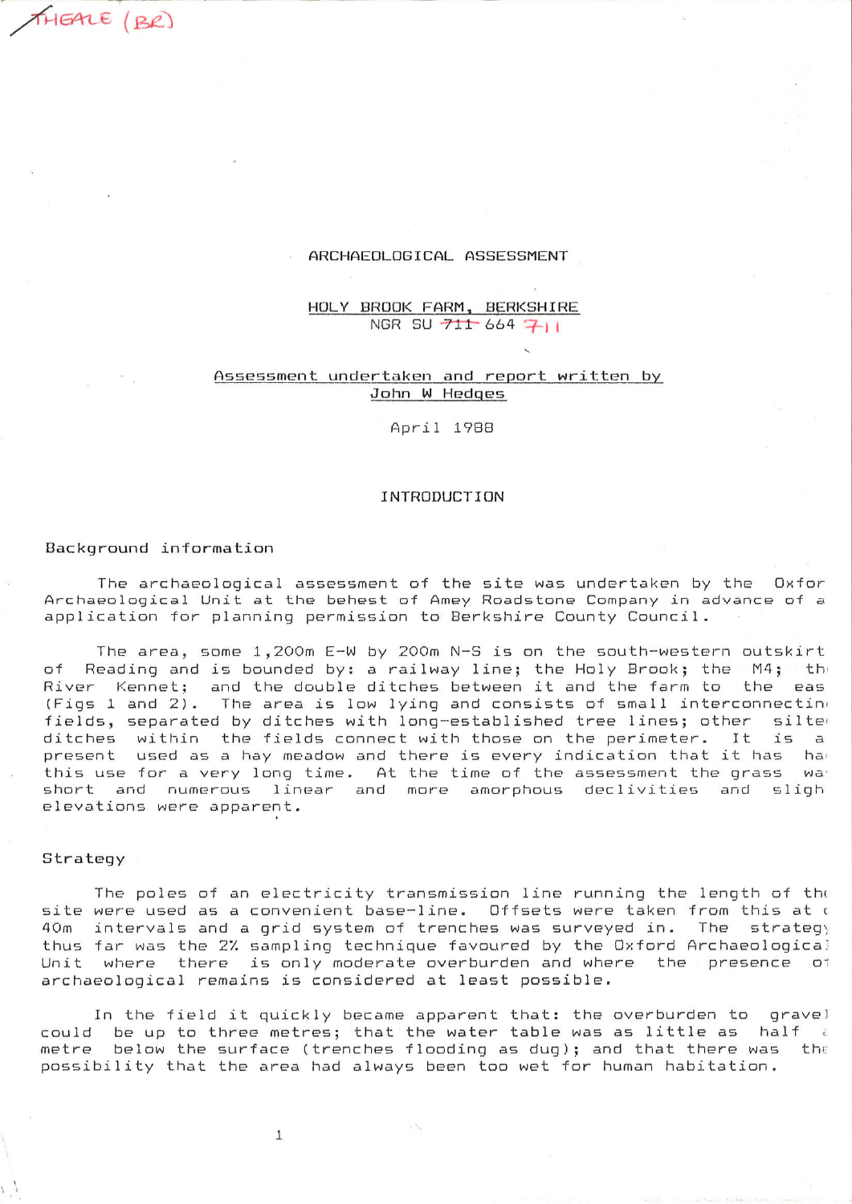THEALE (BR)

# ARCHAEOLOGICAL ASSESSMENT

## HOLY BROOK FARM, BERKSHIRE
NGR SU ~~711~~ 664 711

Assessment undertaken and report written by
John W Hedges

April 1988

## INTRODUCTION

### Background information

The archaeological assessment of the site was undertaken by the Oxford Archaeological Unit at the behest of Amey Roadstone Company in advance of a application for planning permission to Berkshire County Council.

The area, some 1,200m E-W by 200m N-S is on the south-western outskirt of Reading and is bounded by: a railway line; the Holy Brook; the M4; the River Kennet; and the double ditches between it and the farm to the east (Figs 1 and 2). The area is low lying and consists of small interconnecting fields, separated by ditches with long-established tree lines; other silted ditches within the fields connect with those on the perimeter. It is at present used as a hay meadow and there is every indication that it has had this use for a very long time. At the time of the assessment the grass was short and numerous linear and more amorphous declivities and slight elevations were apparent.

### Strategy

The poles of an electricity transmission line running the length of the site were used as a convenient base-line. Offsets were taken from this at c 40m intervals and a grid system of trenches was surveyed in. The strategy thus far was the 2% sampling technique favoured by the Oxford Archaeological Unit where there is only moderate overburden and where the presence of archaeological remains is considered at least possible.

In the field it quickly became apparent that: the overburden to gravel could be up to three metres; that the water table was as little as half a metre below the surface (trenches flooding as dug); and that there was the possibility that the area had always been too wet for human habitation.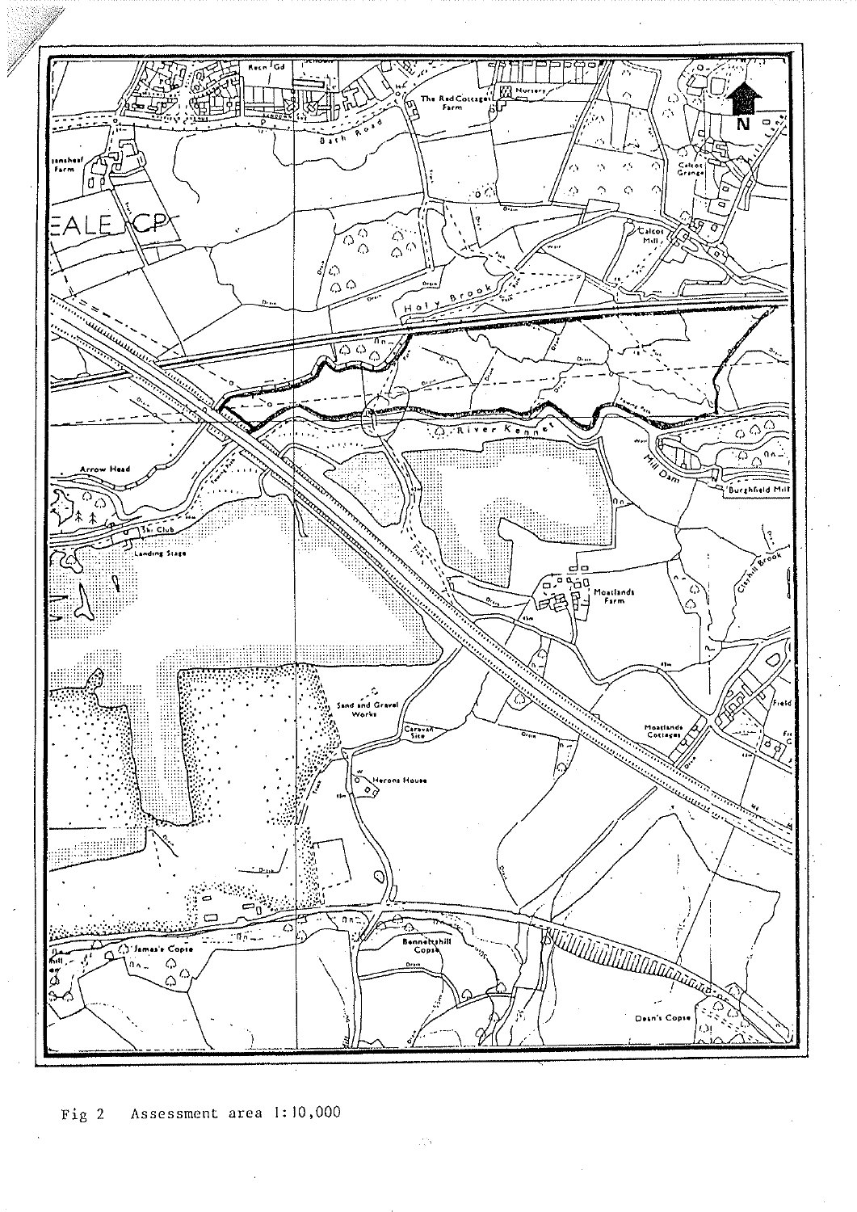Fig 2   Assessment area 1:10,000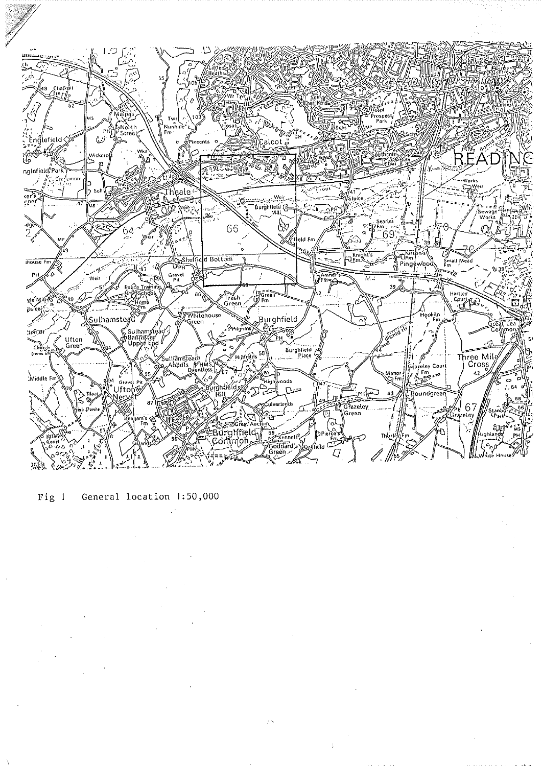Fig 1    General location 1:50,000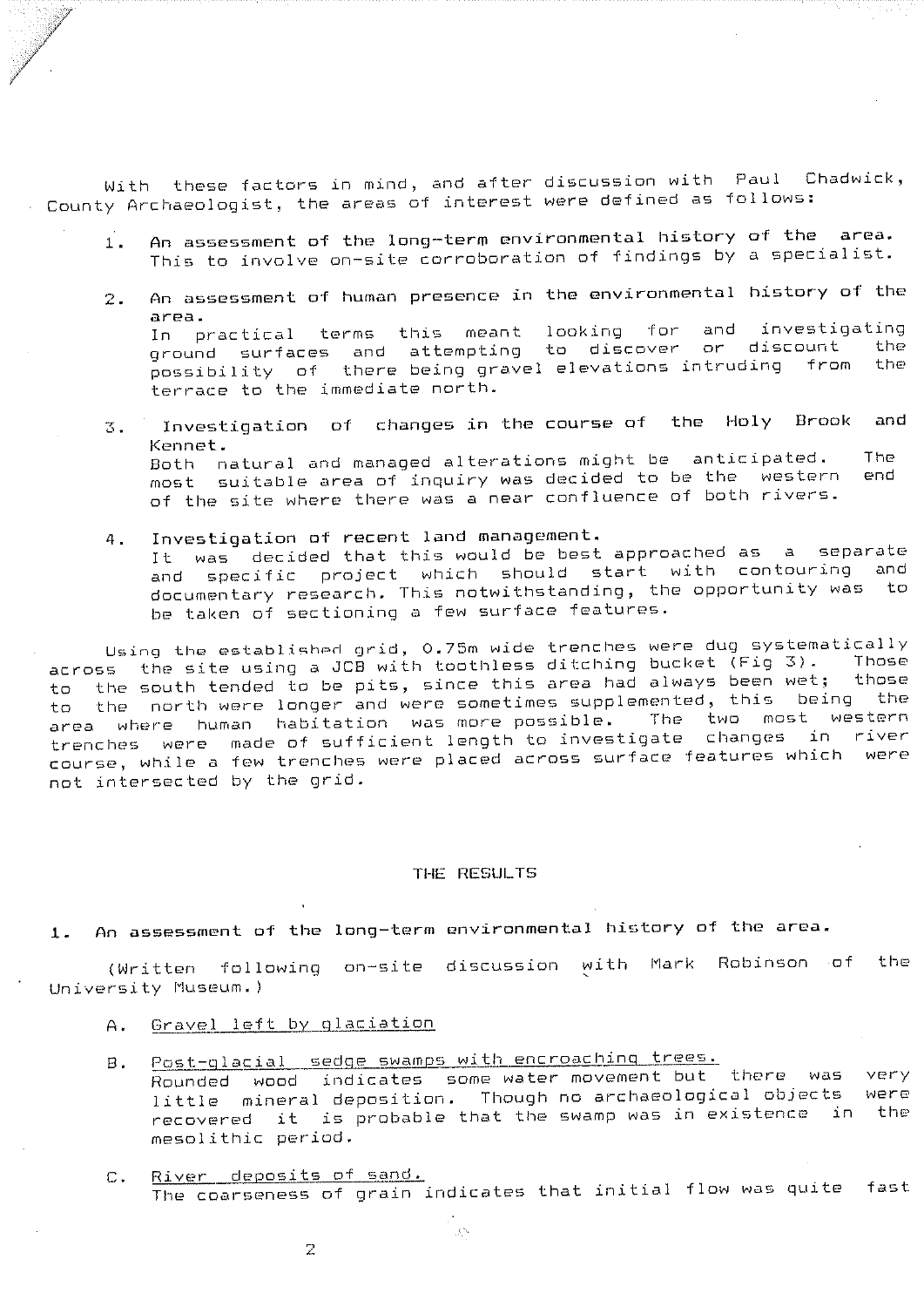With these factors in mind, and after discussion with Paul Chadwick, County Archaeologist, the areas of interest were defined as follows:

1. An assessment of the long-term environmental history of the area. This to involve on-site corroboration of findings by a specialist.

2. An assessment of human presence in the environmental history of the area.
   In practical terms this meant looking for and investigating ground surfaces and attempting to discover or discount the possibility of there being gravel elevations intruding from the terrace to the immediate north.

3. Investigation of changes in the course of the Holy Brook and Kennet.
   Both natural and managed alterations might be anticipated. The most suitable area of inquiry was decided to be the western end of the site where there was a near confluence of both rivers.

4. Investigation of recent land management.
   It was decided that this would be best approached as a separate and specific project which should start with contouring and documentary research. This notwithstanding, the opportunity was to be taken of sectioning a few surface features.

Using the established grid, 0.75m wide trenches were dug systematically across the site using a JCB with toothless ditching bucket (Fig 3). Those to the south tended to be pits, since this area had always been wet; those to the north were longer and were sometimes supplemented, this being the area where human habitation was more possible. The two most western trenches were made of sufficient length to investigate changes in river course, while a few trenches were placed across surface features which were not intersected by the grid.

## THE RESULTS

### 1. An assessment of the long-term environmental history of the area.

(Written following on-site discussion with Mark Robinson of the University Museum.)

A. <u>Gravel left by glaciation</u>

B. <u>Post-glacial sedge swamps with encroaching trees.</u>
   Rounded wood indicates some water movement but there was very little mineral deposition. Though no archaeological objects were recovered it is probable that the swamp was in existence in the mesolithic period.

C. <u>River deposits of sand.</u>
   The coarseness of grain indicates that initial flow was quite fast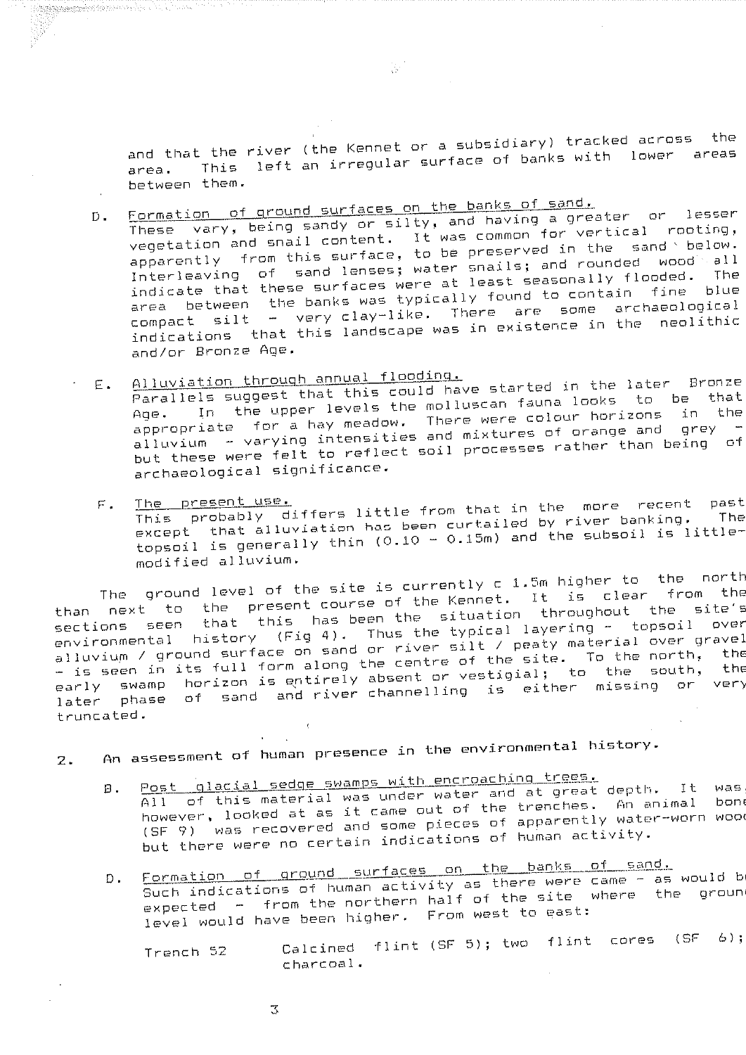and that the river (the Kennet or a subsidiary) tracked across the area. This left an irregular surface of banks with lower areas between them.

D. Formation of ground surfaces on the banks of sand.
These vary, being sandy or silty, and having a greater or lesser vegetation and snail content. It was common for vertical rooting, apparently from this surface, to be preserved in the sand below. Interleaving of sand lenses; water snails; and rounded wood all indicate that these surfaces were at least seasonally flooded. The area between the banks was typically found to contain fine blue compact silt - very clay-like. There are some archaeological indications that this landscape was in existence in the neolithic and/or Bronze Age.

E. Alluviation through annual flooding.
Parallels suggest that this could have started in the later Bronze Age. In the upper levels the molluscan fauna looks to be that appropriate for a hay meadow. There were colour horizons in the alluvium - varying intensities and mixtures of orange and grey - but these were felt to reflect soil processes rather than being of archaeological significance.

F. The present use.
This probably differs little from that in the more recent past except that alluviation has been curtailed by river banking. The topsoil is generally thin (0.10 - 0.15m) and the subsoil is little-modified alluvium.

The ground level of the site is currently c 1.5m higher to the north than next to the present course of the Kennet. It is clear from the sections seen that this has been the situation throughout the site's environmental history (Fig 4). Thus the typical layering - topsoil over alluvium / ground surface on sand or river silt / peaty material over gravel - is seen in its full form along the centre of the site. To the north, the early swamp horizon is entirely absent or vestigial; to the south, the later phase of sand and river channelling is either missing or very truncated.

2. An assessment of human presence in the environmental history.

B. Post glacial sedge swamps with encroaching trees.
All of this material was under water and at great depth. It was, however, looked at as it came out of the trenches. An animal bone (SF 9) was recovered and some pieces of apparently water-worn wood but there were no certain indications of human activity.

D. Formation of ground surfaces on the banks of sand.
Such indications of human activity as there were came - as would be expected - from the northern half of the site where the ground level would have been higher. From west to east:

Trench 52 Calcined flint (SF 5); two flint cores (SF 6); charcoal.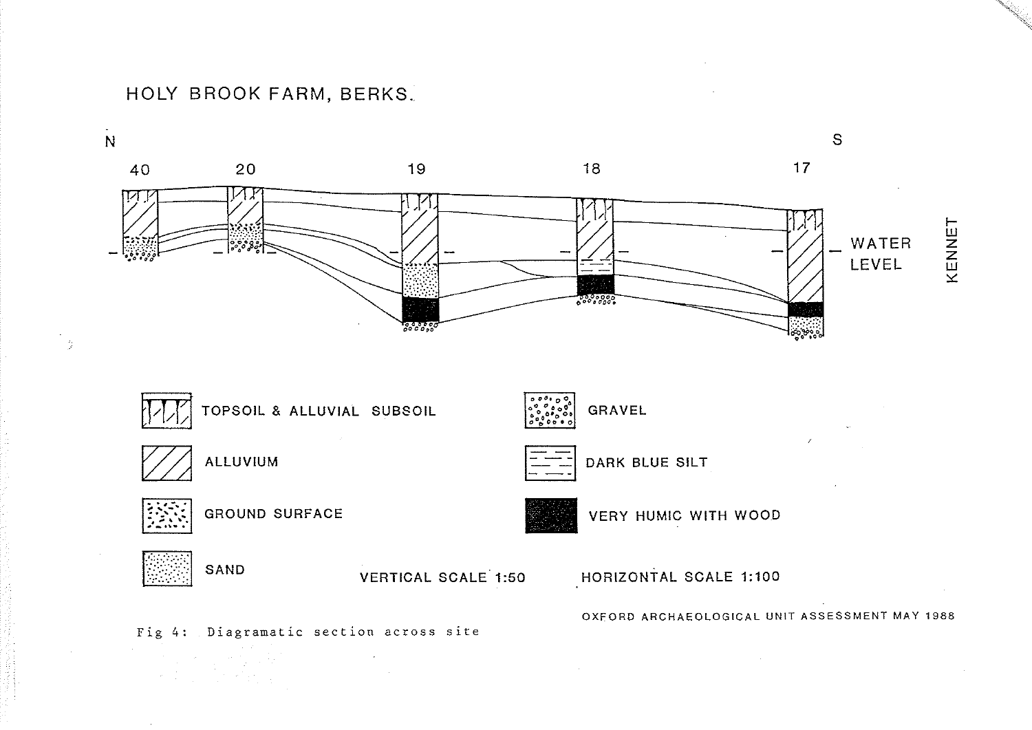# HOLY BROOK FARM, BERKS.

N — 40 — 20 — 19 — 18 — 17 — S

WATER LEVEL

KENNET

TOPSOIL & ALLUVIAL SUBSOIL

ALLUVIUM

GROUND SURFACE

SAND

GRAVEL

DARK BLUE SILT

VERY HUMIC WITH WOOD

VERTICAL SCALE 1:50

HORIZONTAL SCALE 1:100

OXFORD ARCHAEOLOGICAL UNIT ASSESSMENT MAY 1988

Fig 4: Diagramatic section across site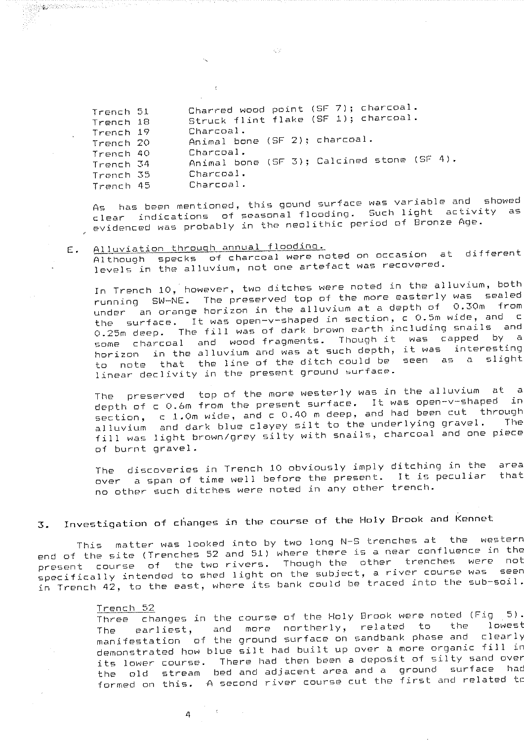| | |
|---|---|
| Trench 51 | Charred wood point (SF 7); charcoal. |
| Trench 18 | Struck flint flake (SF 1); charcoal. |
| Trench 19 | Charcoal. |
| Trench 20 | Animal bone (SF 2); charcoal. |
| Trench 40 | Charcoal. |
| Trench 34 | Animal bone (SF 3); Calcined stone (SF 4). |
| Trench 35 | Charcoal. |
| Trench 45 | Charcoal. |

As has been mentioned, this gound surface was variable and showed clear indications of seasonal flooding. Such light activity as evidenced was probably in the neolithic period of Bronze Age.

E. Alluviation through annual flooding.

Although specks of charcoal were noted on occasion at different levels in the alluvium, not one artefact was recovered.

In Trench 10, however, two ditches were noted in the alluvium, both running SW-NE. The preserved top of the more easterly was sealed under an orange horizon in the alluvium at a depth of 0.30m from the surface. It was open-v-shaped in section, c 0.5m wide, and c 0.25m deep. The fill was of dark brown earth including snails and some charcoal and wood fragments. Though it was capped by a horizon in the alluvium and was at such depth, it was interesting to note that the line of the ditch could be seen as a slight linear declivity in the present ground surface.

The preserved top of the more westerly was in the alluvium at a depth of c 0.6m from the present surface. It was open-v-shaped in section, c 1.0m wide, and c 0.40 m deep, and had been cut through alluvium and dark blue clayey silt to the underlying gravel. The fill was light brown/grey silty with snails, charcoal and one piece of burnt gravel.

The discoveries in Trench 10 obviously imply ditching in the area over a span of time well before the present. It is peculiar that no other such ditches were noted in any other trench.

## 3. Investigation of changes in the course of the Holy Brook and Kennet

This matter was looked into by two long N-S trenches at the western end of the site (Trenches 52 and 51) where there is a near confluence in the present course of the two rivers. Though the other trenches were not specifically intended to shed light on the subject, a river course was seen in Trench 42, to the east, where its bank could be traced into the sub-soil.

Trench 52

Three changes in the course of the Holy Brook were noted (Fig 5). The earliest, and more northerly, related to the lowest manifestation of the ground surface on sandbank phase and clearly demonstrated how blue silt had built up over a more organic fill in its lower course. There had then been a deposit of silty sand over the old stream bed and adjacent area and a ground surface had formed on this. A second river course cut the first and related to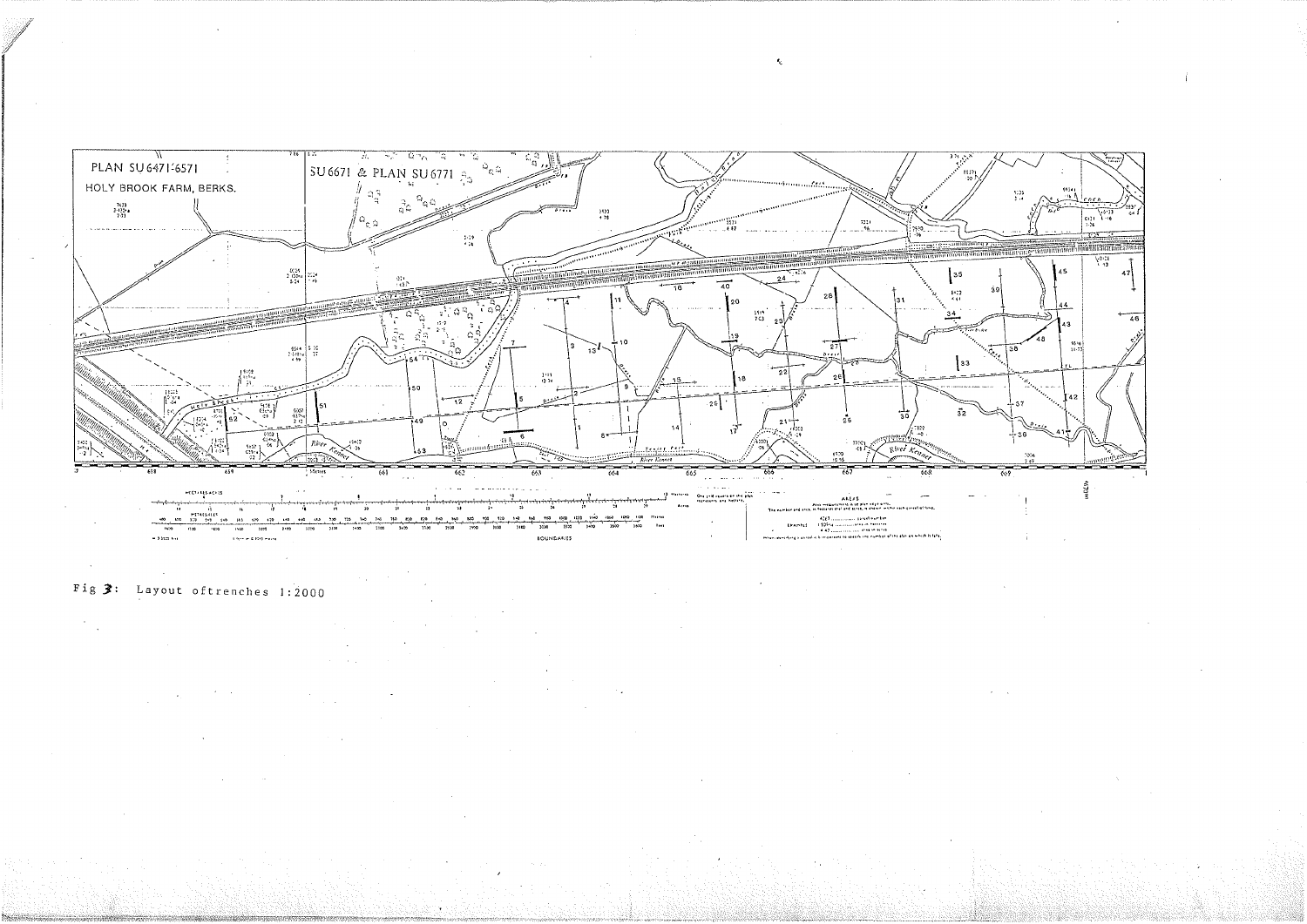PLAN SU 6471-6571

HOLY BROOK FARM, BERKS.

SU 6671 & PLAN SU 6771

Fig 3: Layout oftrenches 1:2000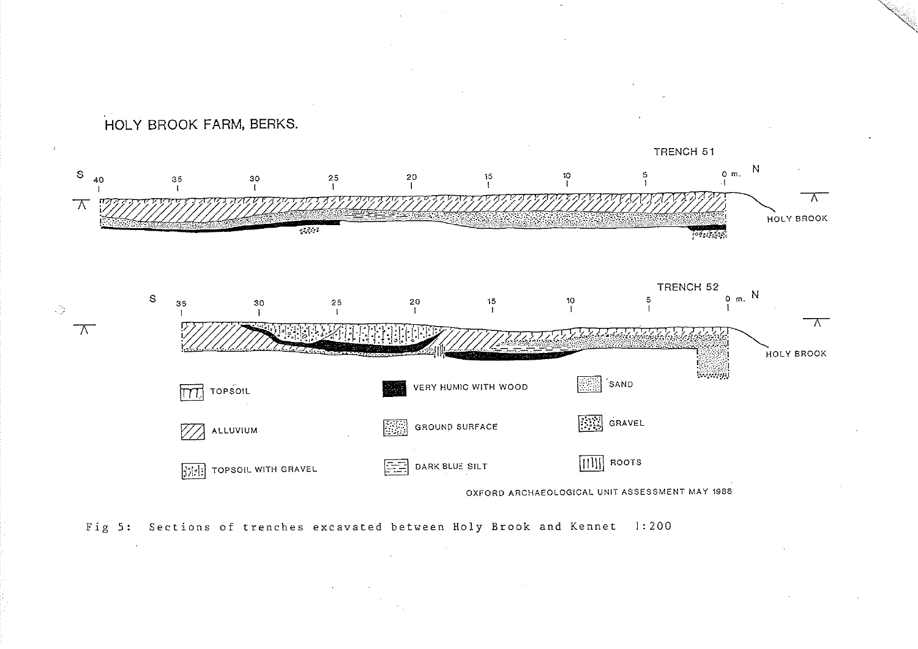HOLY BROOK FARM, BERKS.

TRENCH 51

S 40 35 30 25 20 15 10 5 0 m. N

HOLY BROOK

TRENCH 52

S 35 30 25 20 15 10 5 0 m. N

HOLY BROOK

TOPSOIL

ALLUVIUM

TOPSOIL WITH GRAVEL

VERY HUMIC WITH WOOD

GROUND SURFACE

DARK BLUE SILT

SAND

GRAVEL

ROOTS

OXFORD ARCHAEOLOGICAL UNIT ASSESSMENT MAY 1988

Fig 5: Sections of trenches excavated between Holy Brook and Kennet 1:200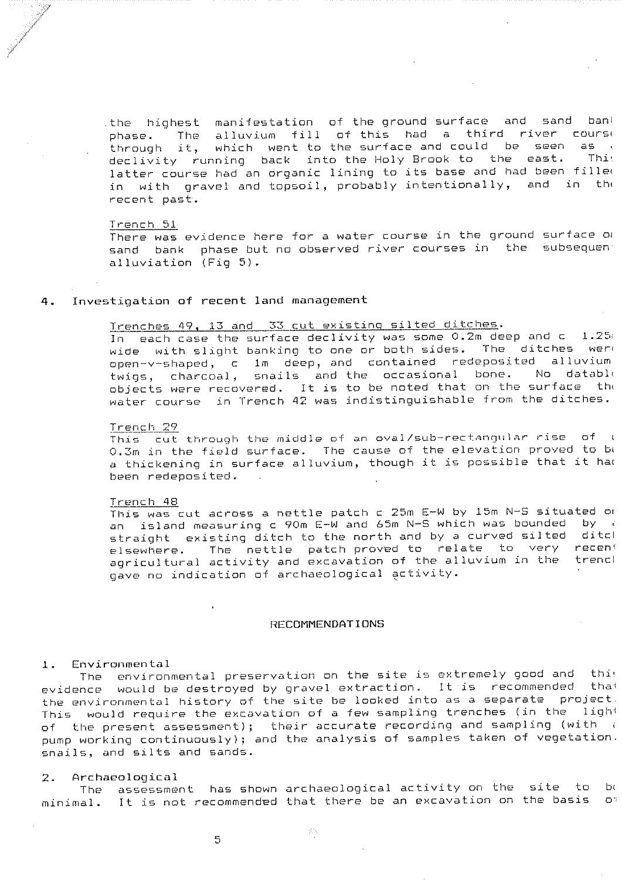the highest manifestation of the ground surface and sand bank phase. The alluvium fill of this had a third river course through it, which went to the surface and could be seen as a declivity running back into the Holy Brook to the east. This latter course had an organic lining to its base and had been filled in with gravel and topsoil, probably intentionally, and in the recent past.

Trench 51

There was evidence here for a water course in the ground surface or sand bank phase but no observed river courses in the subsequent alluviation (Fig 5).

## 4. Investigation of recent land management

Trenches 49, 13 and 33 cut existing silted ditches.

In each case the surface declivity was some 0.2m deep and c 1.25m wide with slight banking to one or both sides. The ditches were open-v-shaped, c 1m deep, and contained redeposited alluvium, twigs, charcoal, snails and the occasional bone. No datable objects were recovered. It is to be noted that on the surface the water course in Trench 42 was indistinguishable from the ditches.

Trench 29

This cut through the middle of an oval/sub-rectangular rise of c 0.3m in the field surface. The cause of the elevation proved to be a thickening in surface alluvium, though it is possible that it had been redeposited.

Trench 48

This was cut across a nettle patch c 25m E-W by 15m N-S situated on an island measuring c 90m E-W and 65m N-S which was bounded by a straight existing ditch to the north and by a curved silted ditch elsewhere. The nettle patch proved to relate to very recent agricultural activity and excavation of the alluvium in the trench gave no indication of archaeological activity.

## RECOMMENDATIONS

1. Environmental

The environmental preservation on the site is extremely good and this evidence would be destroyed by gravel extraction. It is recommended that the environmental history of the site be looked into as a separate project. This would require the excavation of a few sampling trenches (in the light of the present assessment); their accurate recording and sampling (with a pump working continuously); and the analysis of samples taken of vegetation, snails, and silts and sands.

2. Archaeological

The assessment has shown archaeological activity on the site to be minimal. It is not recommended that there be an excavation on the basis of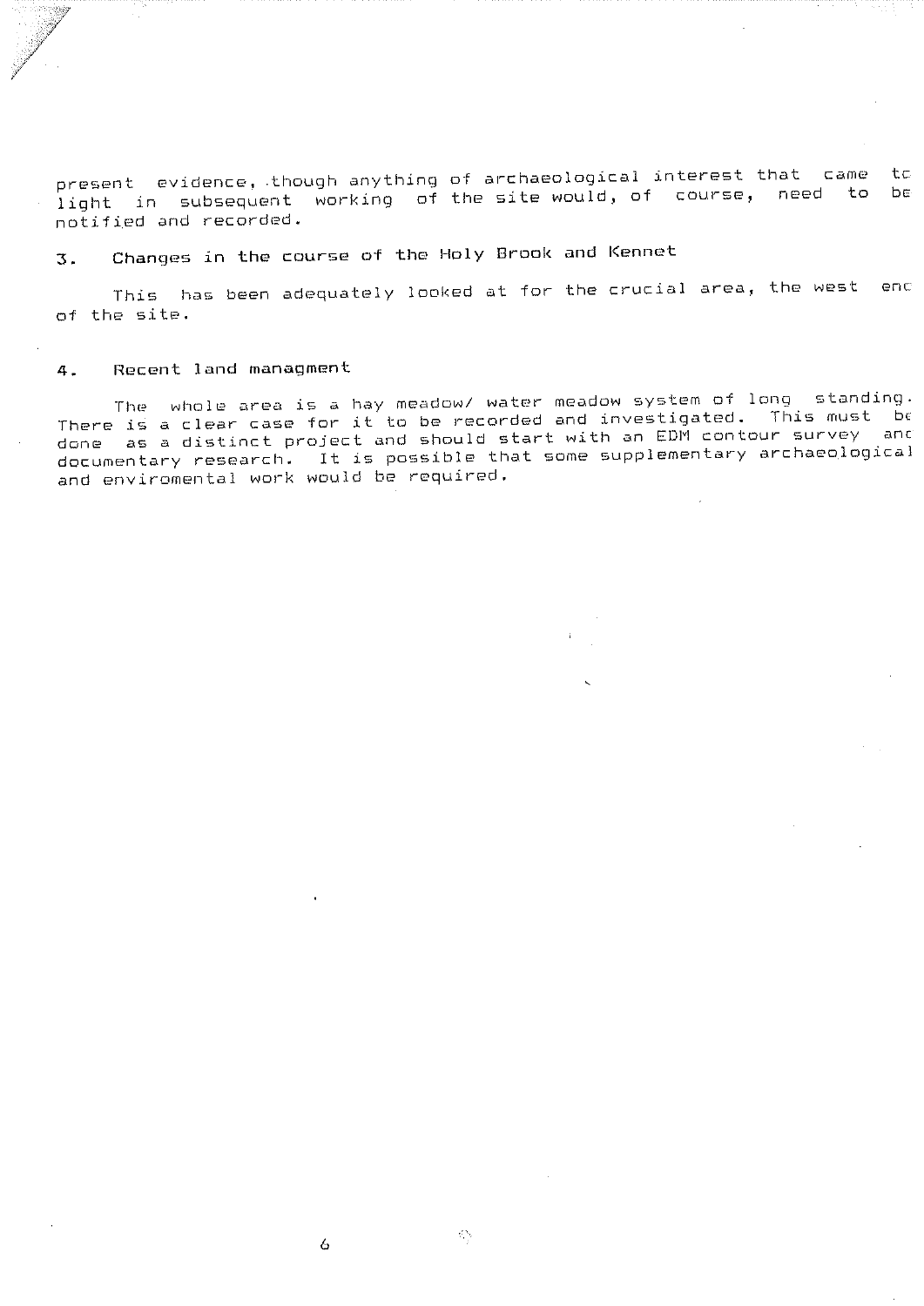present evidence, though anything of archaeological interest that came to light in subsequent working of the site would, of course, need to be notified and recorded.

### 3. Changes in the course of the Holy Brook and Kennet

This has been adequately looked at for the crucial area, the west end of the site.

### 4. Recent land managment

The whole area is a hay meadow/ water meadow system of long standing. There is a clear case for it to be recorded and investigated. This must be done as a distinct project and should start with an EDM contour survey and documentary research. It is possible that some supplementary archaeological and enviromental work would be required.